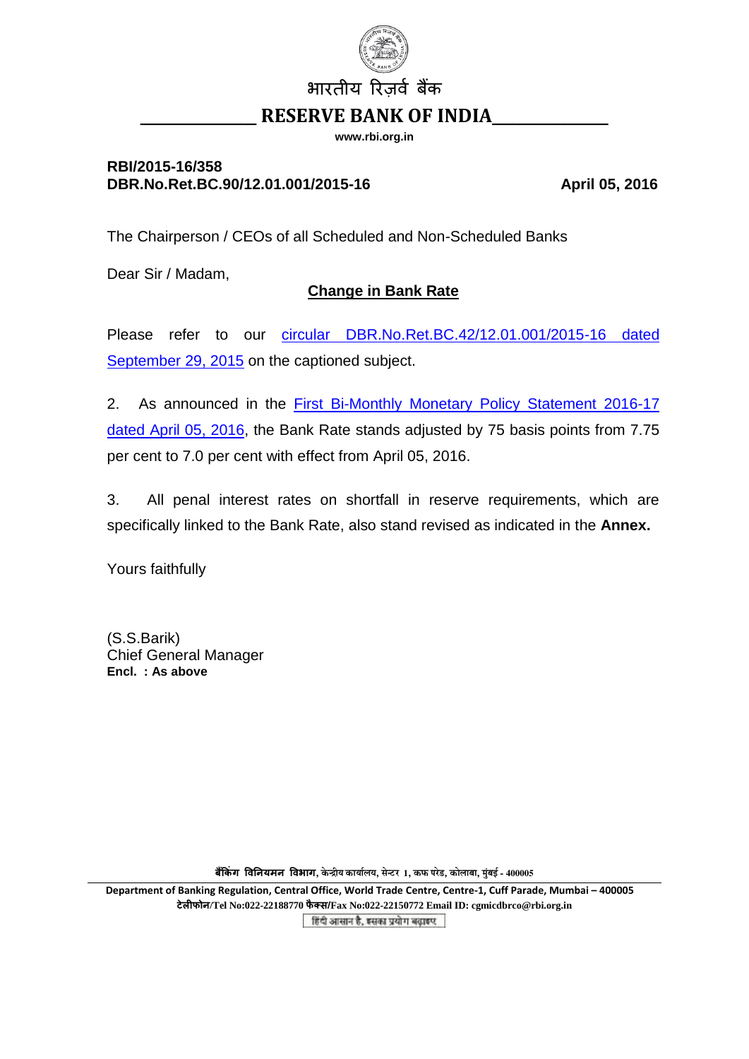भारतीय रिज़र्व बैंक

# RESERVE BANK OF INDIA

www.rbi.org.in

**RBI/2015-16/358**
**DBR.No.Ret.BC.90/12.01.001/2015-16** **April 05, 2016**

The Chairperson / CEOs of all Scheduled and Non-Scheduled Banks

Dear Sir / Madam,

## Change in Bank Rate

Please refer to our circular DBR.No.Ret.BC.42/12.01.001/2015-16 dated September 29, 2015 on the captioned subject.

2. As announced in the First Bi-Monthly Monetary Policy Statement 2016-17 dated April 05, 2016, the Bank Rate stands adjusted by 75 basis points from 7.75 per cent to 7.0 per cent with effect from April 05, 2016.

3. All penal interest rates on shortfall in reserve requirements, which are specifically linked to the Bank Rate, also stand revised as indicated in the **Annex.**

Yours faithfully

(S.S.Barik)
Chief General Manager
**Encl. : As above**

बैंकिंग विनियमन विभाग, केन्द्रीय कार्यालय, सेन्टर 1, कफ परेड, कोलाबा, मुंबई - 400005

**Department of Banking Regulation, Central Office, World Trade Centre, Centre-1, Cuff Parade, Mumbai – 400005**
**टेलीफोन/Tel No:022-22188770 फैक्स/Fax No:022-22150772 Email ID: cgmicdbrco@rbi.org.in**

हिंदी आसान है, इसका प्रयोग बढ़ाइए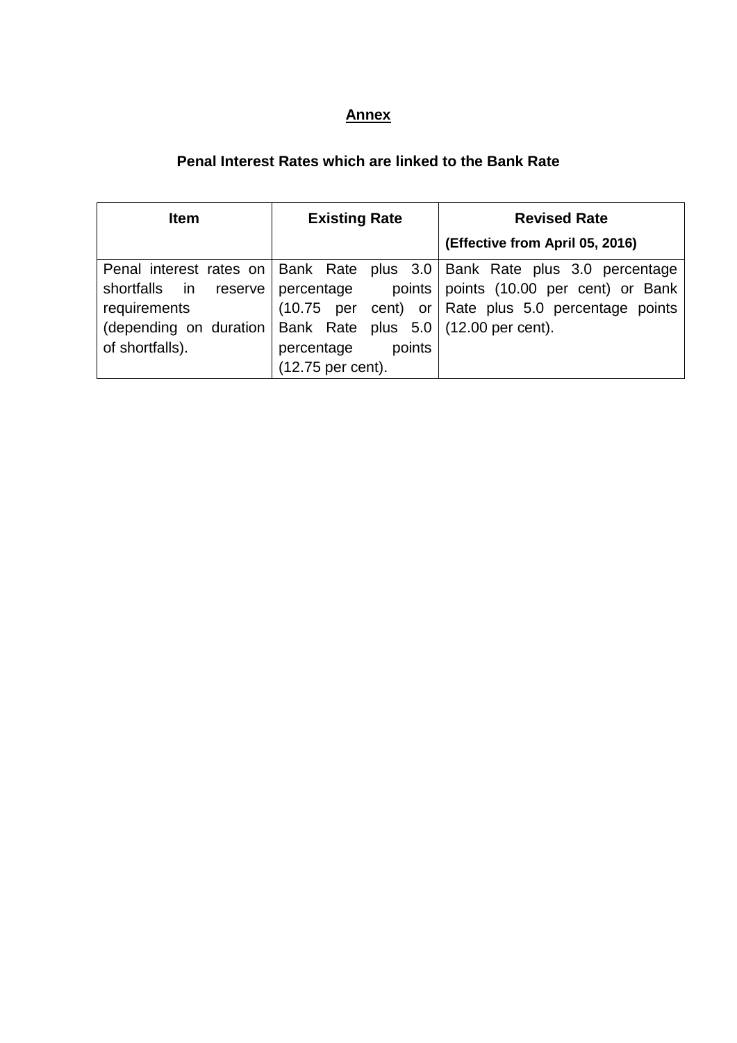## Annex

### Penal Interest Rates which are linked to the Bank Rate

| Item | Existing Rate | Revised Rate (Effective from April 05, 2016) |
|---|---|---|
| Penal interest rates on shortfalls in reserve requirements (depending on duration of shortfalls). | Bank Rate plus 3.0 percentage points (10.75 per cent) or Bank Rate plus 5.0 percentage points (12.75 per cent). | Bank Rate plus 3.0 percentage points (10.00 per cent) or Bank Rate plus 5.0 percentage points (12.00 per cent). |